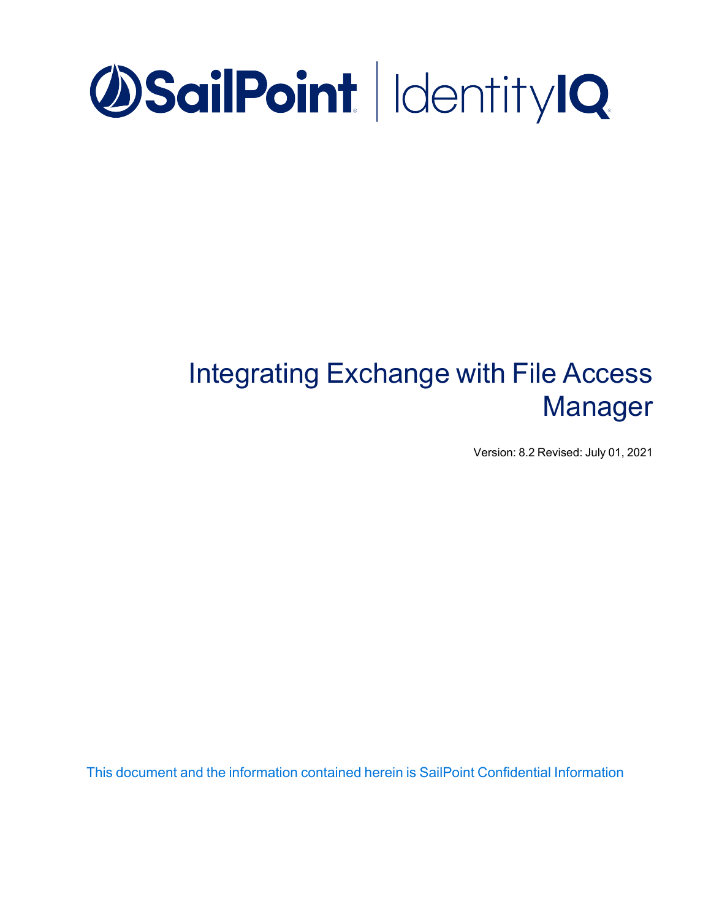SailPoint | IdentityIQ

# Integrating Exchange with File Access Manager

Version: 8.2 Revised: July 01, 2021

This document and the information contained herein is SailPoint Confidential Information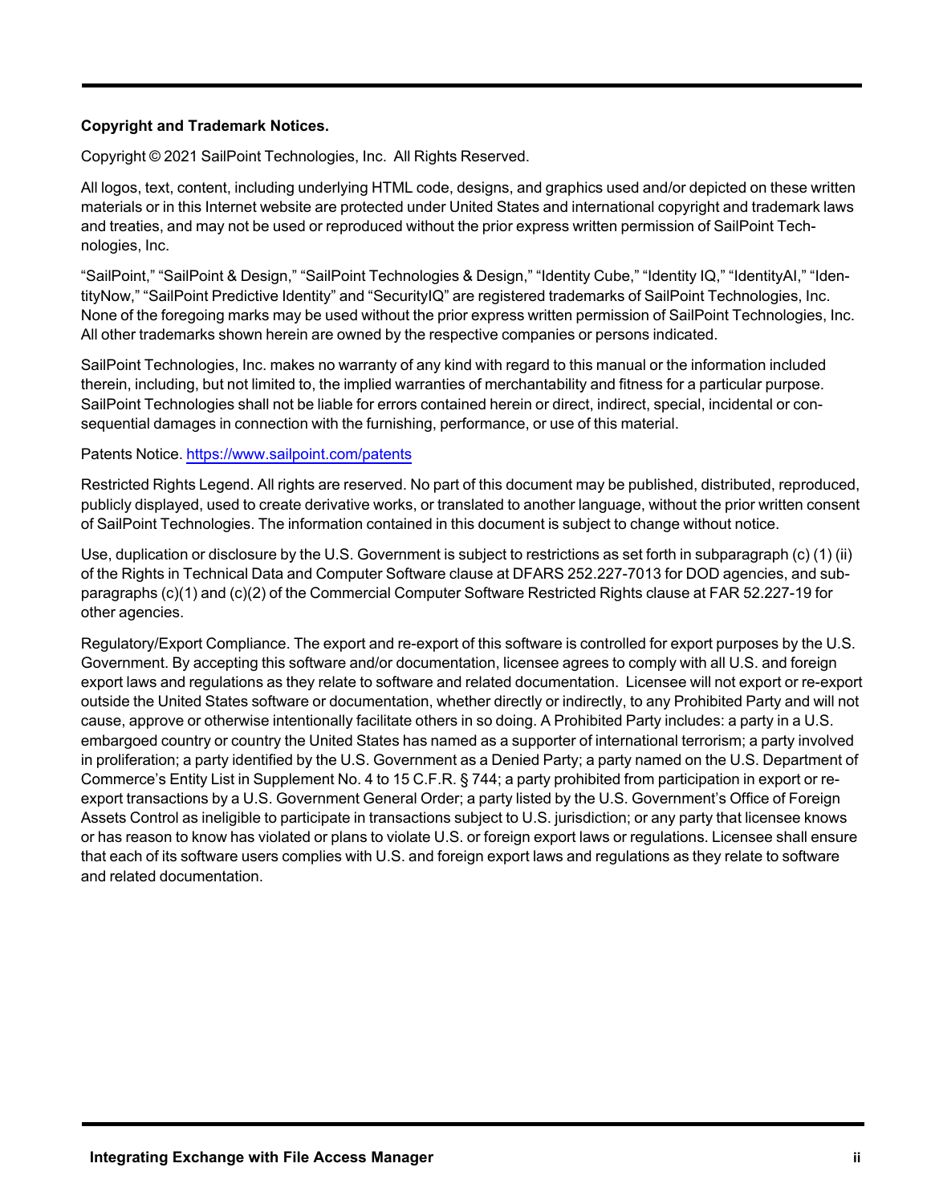**Copyright and Trademark Notices.**

Copyright © 2021 SailPoint Technologies, Inc. All Rights Reserved.

All logos, text, content, including underlying HTML code, designs, and graphics used and/or depicted on these written materials or in this Internet website are protected under United States and international copyright and trademark laws and treaties, and may not be used or reproduced without the prior express written permission of SailPoint Technologies, Inc.

“SailPoint,” “SailPoint & Design,” “SailPoint Technologies & Design,” “Identity Cube,” “Identity IQ,” “IdentityAI,” “IdentityNow,” “SailPoint Predictive Identity” and “SecurityIQ” are registered trademarks of SailPoint Technologies, Inc. None of the foregoing marks may be used without the prior express written permission of SailPoint Technologies, Inc. All other trademarks shown herein are owned by the respective companies or persons indicated.

SailPoint Technologies, Inc. makes no warranty of any kind with regard to this manual or the information included therein, including, but not limited to, the implied warranties of merchantability and fitness for a particular purpose. SailPoint Technologies shall not be liable for errors contained herein or direct, indirect, special, incidental or consequential damages in connection with the furnishing, performance, or use of this material.

Patents Notice. https://www.sailpoint.com/patents

Restricted Rights Legend. All rights are reserved. No part of this document may be published, distributed, reproduced, publicly displayed, used to create derivative works, or translated to another language, without the prior written consent of SailPoint Technologies. The information contained in this document is subject to change without notice.

Use, duplication or disclosure by the U.S. Government is subject to restrictions as set forth in subparagraph (c) (1) (ii) of the Rights in Technical Data and Computer Software clause at DFARS 252.227-7013 for DOD agencies, and subparagraphs (c)(1) and (c)(2) of the Commercial Computer Software Restricted Rights clause at FAR 52.227-19 for other agencies.

Regulatory/Export Compliance. The export and re-export of this software is controlled for export purposes by the U.S. Government. By accepting this software and/or documentation, licensee agrees to comply with all U.S. and foreign export laws and regulations as they relate to software and related documentation. Licensee will not export or re-export outside the United States software or documentation, whether directly or indirectly, to any Prohibited Party and will not cause, approve or otherwise intentionally facilitate others in so doing. A Prohibited Party includes: a party in a U.S. embargoed country or country the United States has named as a supporter of international terrorism; a party involved in proliferation; a party identified by the U.S. Government as a Denied Party; a party named on the U.S. Department of Commerce’s Entity List in Supplement No. 4 to 15 C.F.R. § 744; a party prohibited from participation in export or re-export transactions by a U.S. Government General Order; a party listed by the U.S. Government’s Office of Foreign Assets Control as ineligible to participate in transactions subject to U.S. jurisdiction; or any party that licensee knows or has reason to know has violated or plans to violate U.S. or foreign export laws or regulations. Licensee shall ensure that each of its software users complies with U.S. and foreign export laws and regulations as they relate to software and related documentation.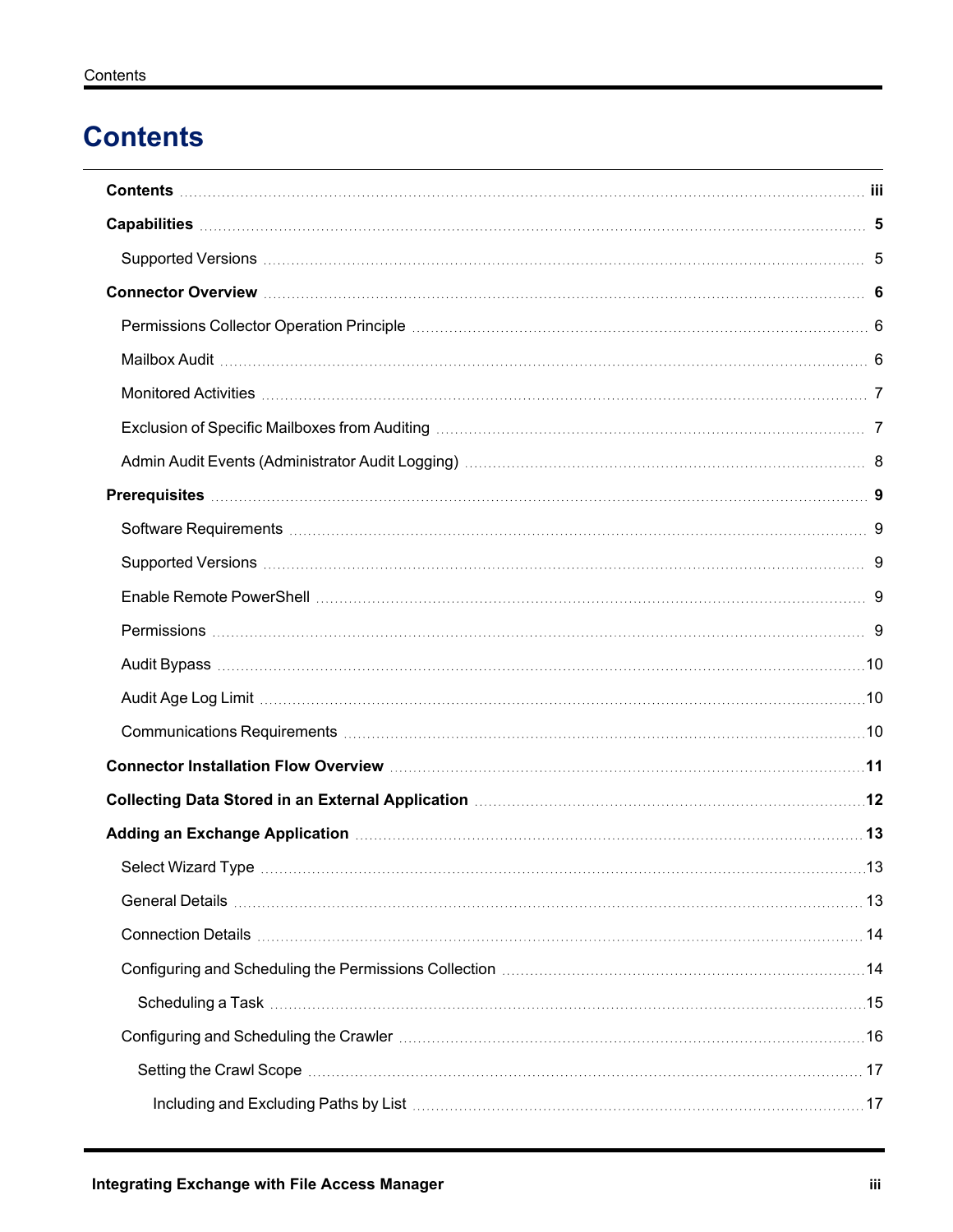# Contents

**Contents** iii

**Capabilities** 5

- Supported Versions 5

**Connector Overview** 6

- Permissions Collector Operation Principle 6
- Mailbox Audit 6
- Monitored Activities 7
- Exclusion of Specific Mailboxes from Auditing 7
- Admin Audit Events (Administrator Audit Logging) 8

**Prerequisites** 9

- Software Requirements 9
- Supported Versions 9
- Enable Remote PowerShell 9
- Permissions 9
- Audit Bypass 10
- Audit Age Log Limit 10
- Communications Requirements 10

**Connector Installation Flow Overview** 11

**Collecting Data Stored in an External Application** 12

**Adding an Exchange Application** 13

- Select Wizard Type 13
- General Details 13
- Connection Details 14
- Configuring and Scheduling the Permissions Collection 14
  - Scheduling a Task 15
- Configuring and Scheduling the Crawler 16
  - Setting the Crawl Scope 17
    - Including and Excluding Paths by List 17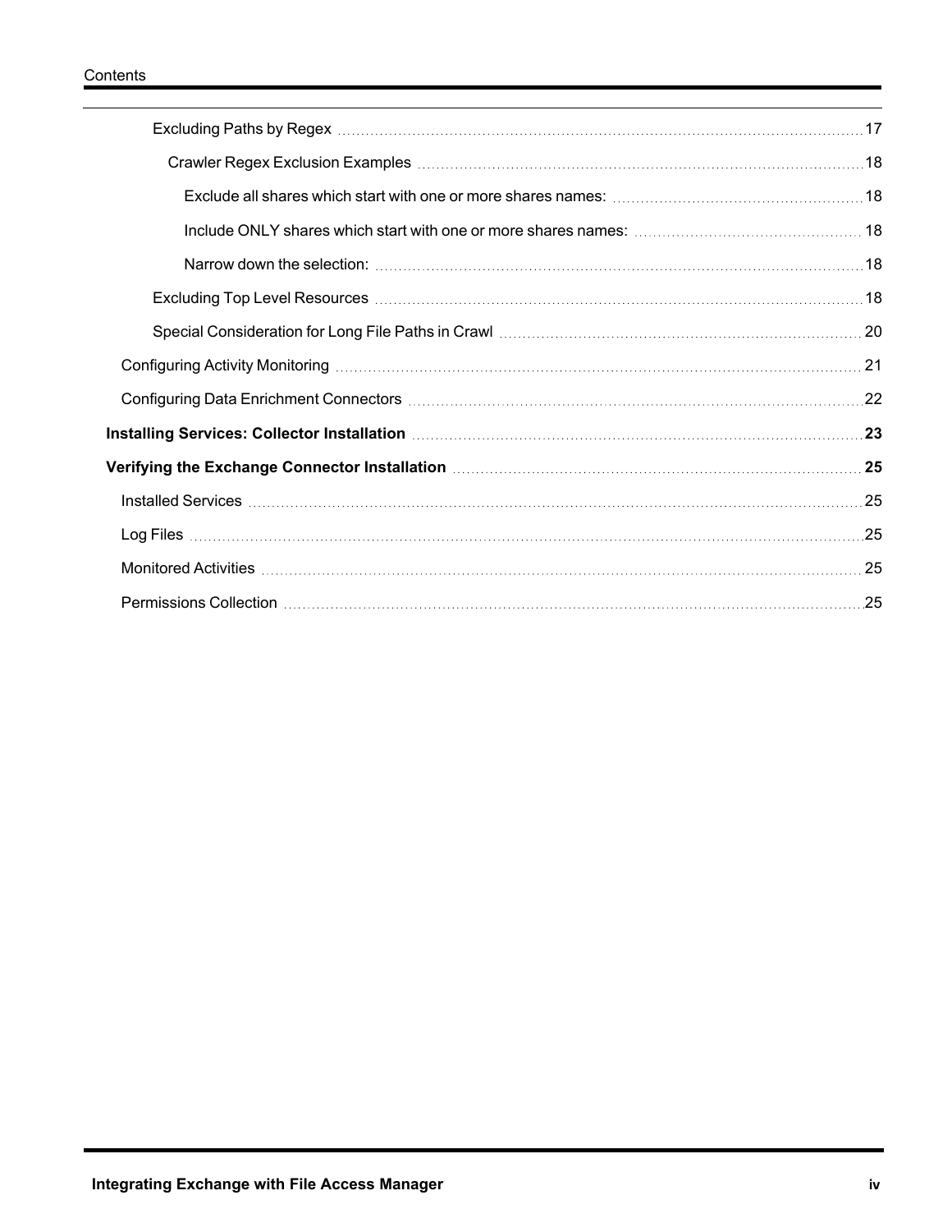- Excluding Paths by Regex ... 17
  - Crawler Regex Exclusion Examples ... 18
    - Exclude all shares which start with one or more shares names: ... 18
    - Include ONLY shares which start with one or more shares names: ... 18
    - Narrow down the selection: ... 18
- Excluding Top Level Resources ... 18
- Special Consideration for Long File Paths in Crawl ... 20

Configuring Activity Monitoring ... 21

Configuring Data Enrichment Connectors ... 22

**Installing Services: Collector Installation ... 23**

**Verifying the Exchange Connector Installation ... 25**

Installed Services ... 25

Log Files ... 25

Monitored Activities ... 25

Permissions Collection ... 25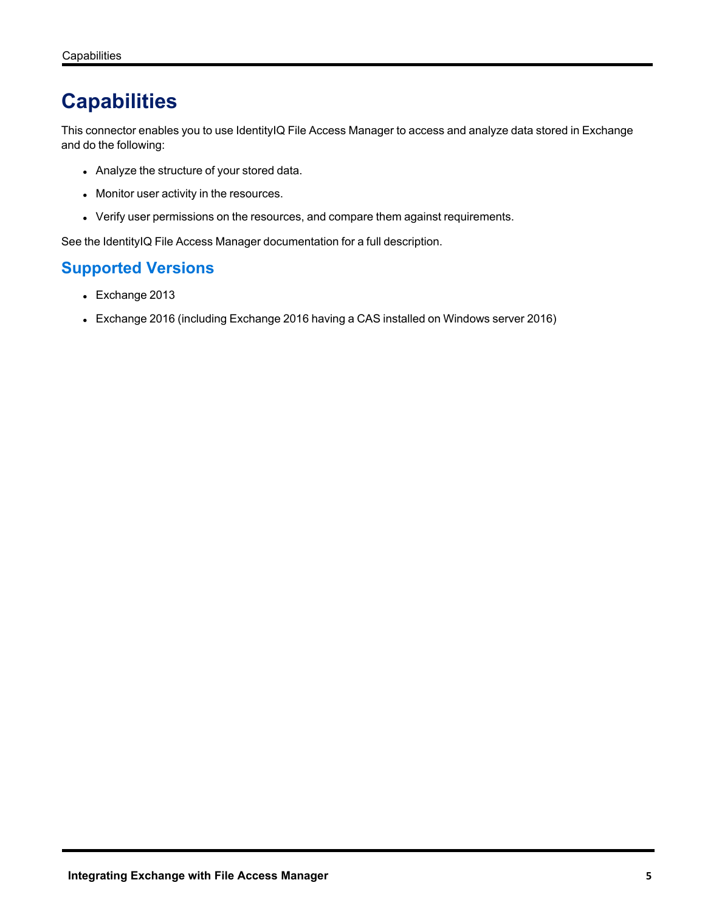# Capabilities

This connector enables you to use IdentityIQ File Access Manager to access and analyze data stored in Exchange and do the following:

- Analyze the structure of your stored data.
- Monitor user activity in the resources.
- Verify user permissions on the resources, and compare them against requirements.

See the IdentityIQ File Access Manager documentation for a full description.

## Supported Versions

- Exchange 2013
- Exchange 2016 (including Exchange 2016 having a CAS installed on Windows server 2016)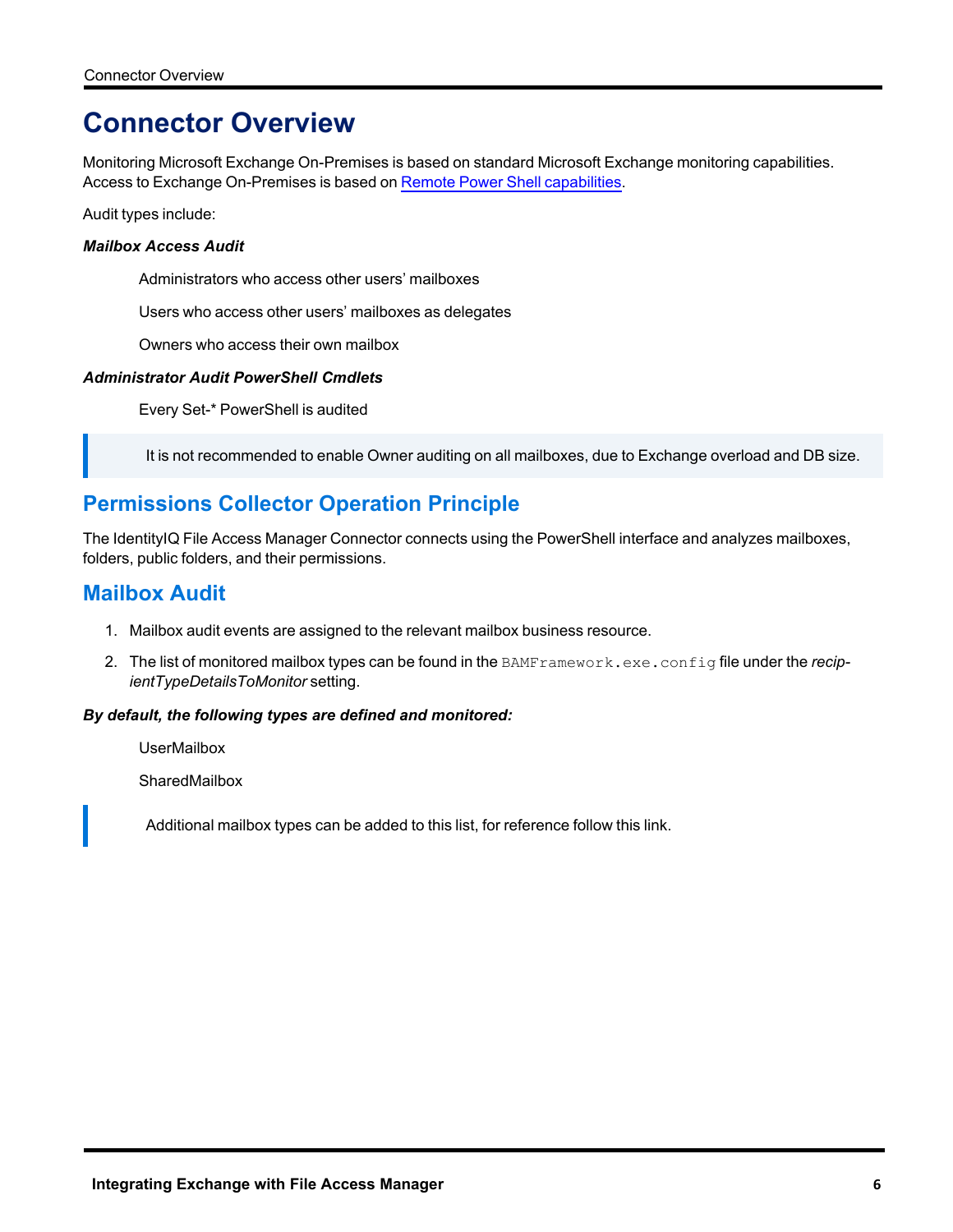# Connector Overview

Monitoring Microsoft Exchange On-Premises is based on standard Microsoft Exchange monitoring capabilities. Access to Exchange On-Premises is based on [Remote Power Shell capabilities](#).

Audit types include:

***Mailbox Access Audit***

Administrators who access other users' mailboxes

Users who access other users' mailboxes as delegates

Owners who access their own mailbox

***Administrator Audit PowerShell Cmdlets***

Every Set-* PowerShell is audited

> It is not recommended to enable Owner auditing on all mailboxes, due to Exchange overload and DB size.

## Permissions Collector Operation Principle

The IdentityIQ File Access Manager Connector connects using the PowerShell interface and analyzes mailboxes, folders, public folders, and their permissions.

## Mailbox Audit

1. Mailbox audit events are assigned to the relevant mailbox business resource.
2. The list of monitored mailbox types can be found in the `BAMFramework.exe.config` file under the *recipientTypeDetailsToMonitor* setting.

***By default, the following types are defined and monitored:***

UserMailbox

SharedMailbox

> Additional mailbox types can be added to this list, for reference follow this link.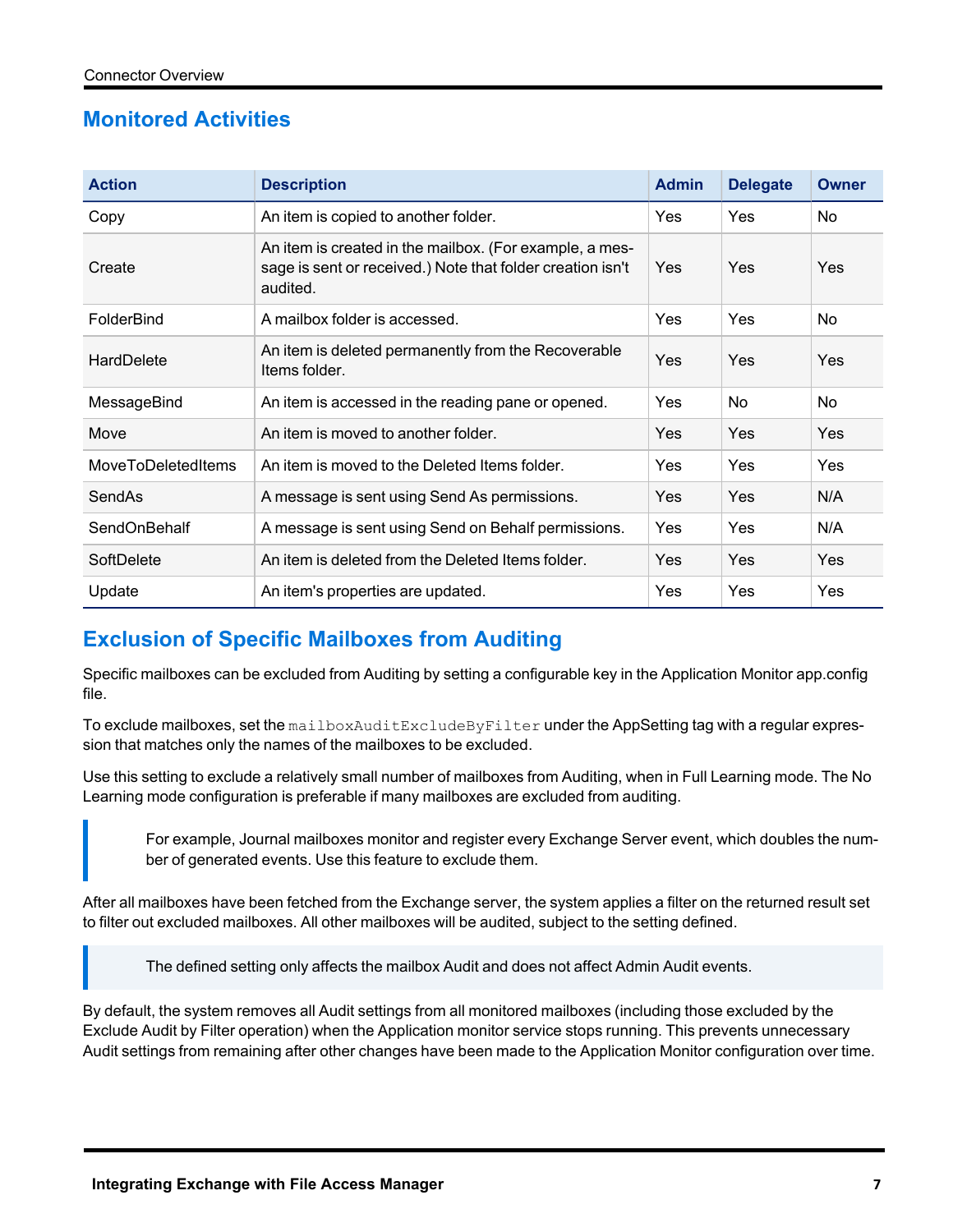## Monitored Activities

| Action | Description | Admin | Delegate | Owner |
|---|---|---|---|---|
| Copy | An item is copied to another folder. | Yes | Yes | No |
| Create | An item is created in the mailbox. (For example, a message is sent or received.) Note that folder creation isn't audited. | Yes | Yes | Yes |
| FolderBind | A mailbox folder is accessed. | Yes | Yes | No |
| HardDelete | An item is deleted permanently from the Recoverable Items folder. | Yes | Yes | Yes |
| MessageBind | An item is accessed in the reading pane or opened. | Yes | No | No |
| Move | An item is moved to another folder. | Yes | Yes | Yes |
| MoveToDeletedItems | An item is moved to the Deleted Items folder. | Yes | Yes | Yes |
| SendAs | A message is sent using Send As permissions. | Yes | Yes | N/A |
| SendOnBehalf | A message is sent using Send on Behalf permissions. | Yes | Yes | N/A |
| SoftDelete | An item is deleted from the Deleted Items folder. | Yes | Yes | Yes |
| Update | An item's properties are updated. | Yes | Yes | Yes |

## Exclusion of Specific Mailboxes from Auditing

Specific mailboxes can be excluded from Auditing by setting a configurable key in the Application Monitor app.config file.

To exclude mailboxes, set the `mailboxAuditExcludeByFilter` under the AppSetting tag with a regular expression that matches only the names of the mailboxes to be excluded.

Use this setting to exclude a relatively small number of mailboxes from Auditing, when in Full Learning mode. The No Learning mode configuration is preferable if many mailboxes are excluded from auditing.

> For example, Journal mailboxes monitor and register every Exchange Server event, which doubles the number of generated events. Use this feature to exclude them.

After all mailboxes have been fetched from the Exchange server, the system applies a filter on the returned result set to filter out excluded mailboxes. All other mailboxes will be audited, subject to the setting defined.

> The defined setting only affects the mailbox Audit and does not affect Admin Audit events.

By default, the system removes all Audit settings from all monitored mailboxes (including those excluded by the Exclude Audit by Filter operation) when the Application monitor service stops running. This prevents unnecessary Audit settings from remaining after other changes have been made to the Application Monitor configuration over time.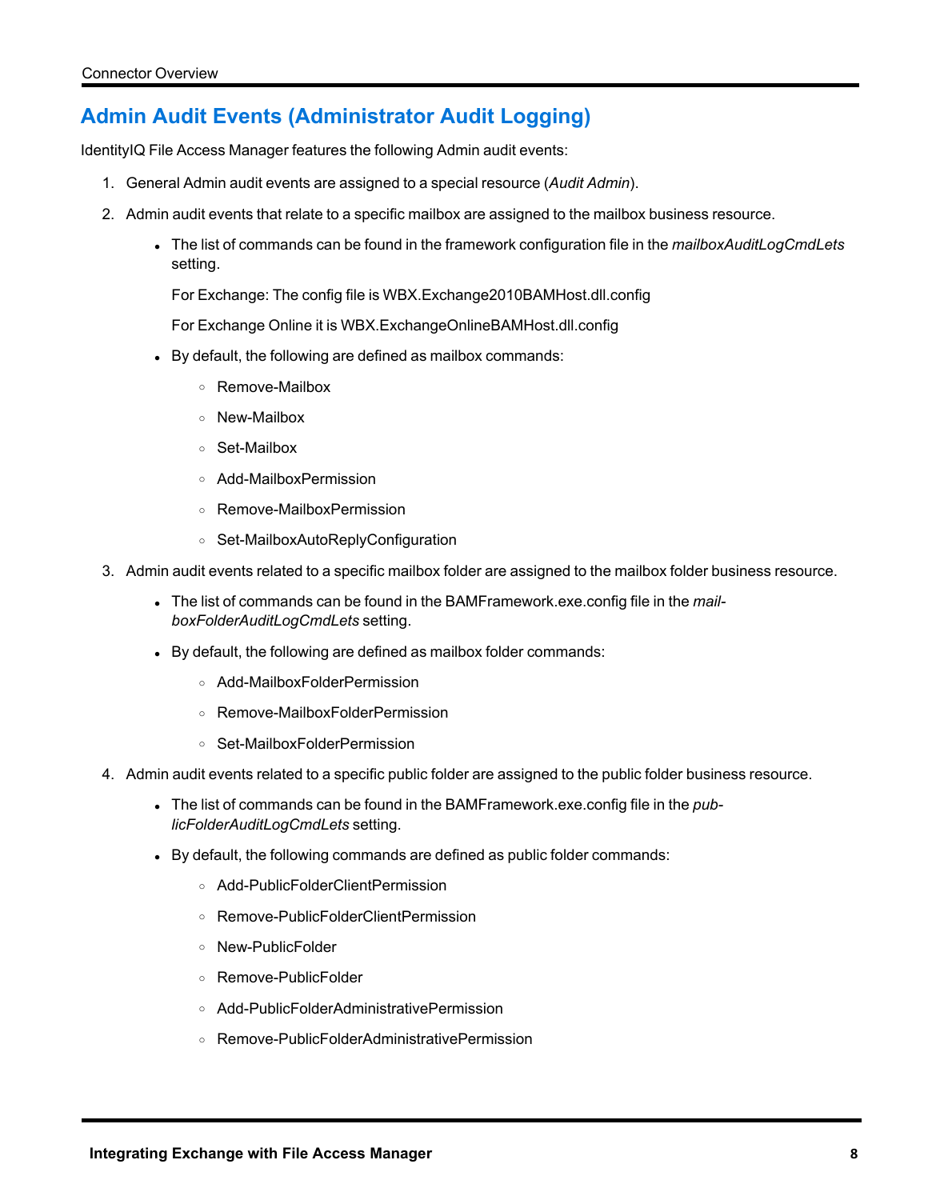## Admin Audit Events (Administrator Audit Logging)

IdentityIQ File Access Manager features the following Admin audit events:

1. General Admin audit events are assigned to a special resource (*Audit Admin*).
2. Admin audit events that relate to a specific mailbox are assigned to the mailbox business resource.
   - The list of commands can be found in the framework configuration file in the *mailboxAuditLogCmdLets* setting.

     For Exchange: The config file is WBX.Exchange2010BAMHost.dll.config

     For Exchange Online it is WBX.ExchangeOnlineBAMHost.dll.config
   - By default, the following are defined as mailbox commands:
     - Remove-Mailbox
     - New-Mailbox
     - Set-Mailbox
     - Add-MailboxPermission
     - Remove-MailboxPermission
     - Set-MailboxAutoReplyConfiguration
3. Admin audit events related to a specific mailbox folder are assigned to the mailbox folder business resource.
   - The list of commands can be found in the BAMFramework.exe.config file in the *mailboxFolderAuditLogCmdLets* setting.
   - By default, the following are defined as mailbox folder commands:
     - Add-MailboxFolderPermission
     - Remove-MailboxFolderPermission
     - Set-MailboxFolderPermission
4. Admin audit events related to a specific public folder are assigned to the public folder business resource.
   - The list of commands can be found in the BAMFramework.exe.config file in the *publicFolderAuditLogCmdLets* setting.
   - By default, the following commands are defined as public folder commands:
     - Add-PublicFolderClientPermission
     - Remove-PublicFolderClientPermission
     - New-PublicFolder
     - Remove-PublicFolder
     - Add-PublicFolderAdministrativePermission
     - Remove-PublicFolderAdministrativePermission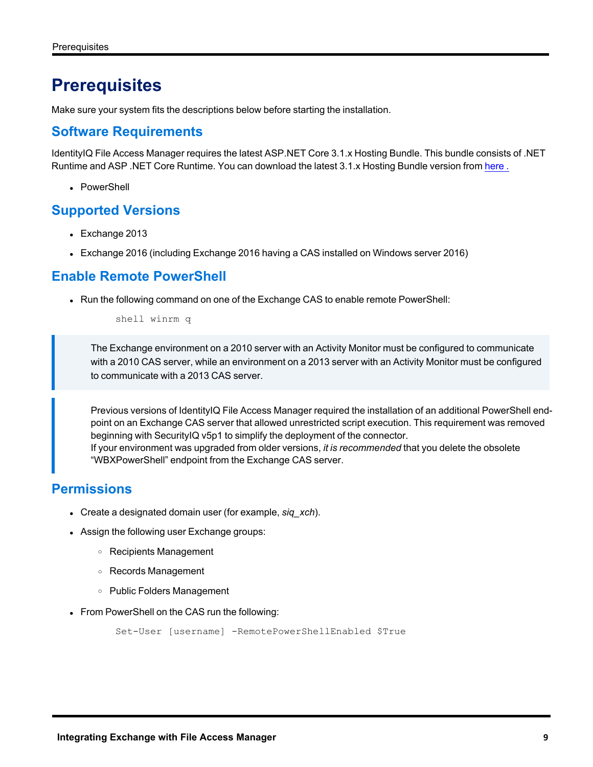# Prerequisites

Make sure your system fits the descriptions below before starting the installation.

## Software Requirements

IdentityIQ File Access Manager requires the latest ASP.NET Core 3.1.x Hosting Bundle. This bundle consists of .NET Runtime and ASP .NET Core Runtime. You can download the latest 3.1.x Hosting Bundle version from here .

- PowerShell

## Supported Versions

- Exchange 2013
- Exchange 2016 (including Exchange 2016 having a CAS installed on Windows server 2016)

## Enable Remote PowerShell

- Run the following command on one of the Exchange CAS to enable remote PowerShell:

```
shell winrm q
```

> The Exchange environment on a 2010 server with an Activity Monitor must be configured to communicate with a 2010 CAS server, while an environment on a 2013 server with an Activity Monitor must be configured to communicate with a 2013 CAS server.

> Previous versions of IdentityIQ File Access Manager required the installation of an additional PowerShell end-point on an Exchange CAS server that allowed unrestricted script execution. This requirement was removed beginning with SecurityIQ v5p1 to simplify the deployment of the connector.
> If your environment was upgraded from older versions, *it is recommended* that you delete the obsolete “WBXPowerShell” endpoint from the Exchange CAS server.

## Permissions

- Create a designated domain user (for example, *siq_xch*).
- Assign the following user Exchange groups:
  - Recipients Management
  - Records Management
  - Public Folders Management
- From PowerShell on the CAS run the following:

```
Set-User [username] -RemotePowerShellEnabled $True
```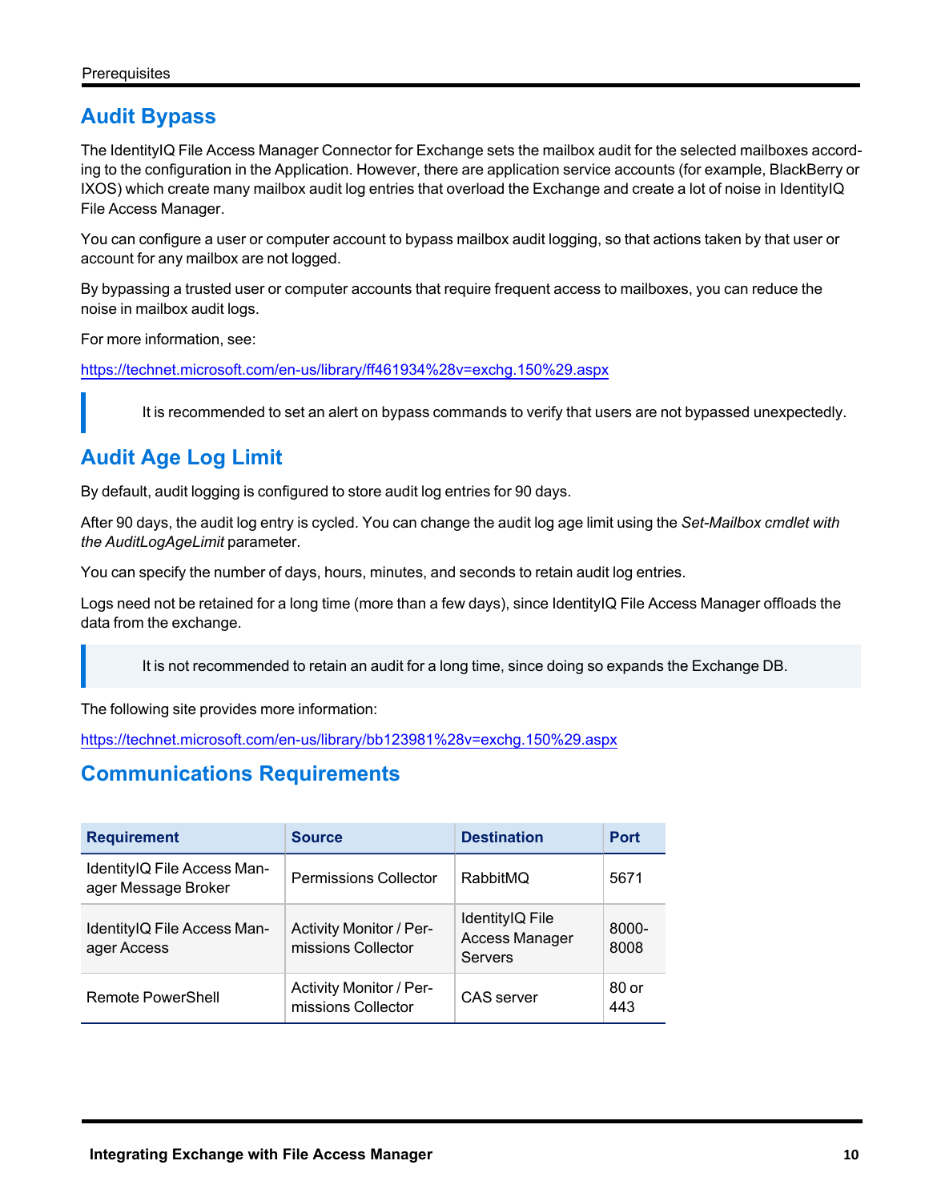## Audit Bypass

The IdentityIQ File Access Manager Connector for Exchange sets the mailbox audit for the selected mailboxes according to the configuration in the Application. However, there are application service accounts (for example, BlackBerry or IXOS) which create many mailbox audit log entries that overload the Exchange and create a lot of noise in IdentityIQ File Access Manager.

You can configure a user or computer account to bypass mailbox audit logging, so that actions taken by that user or account for any mailbox are not logged.

By bypassing a trusted user or computer accounts that require frequent access to mailboxes, you can reduce the noise in mailbox audit logs.

For more information, see:

https://technet.microsoft.com/en-us/library/ff461934%28v=exchg.150%29.aspx

> It is recommended to set an alert on bypass commands to verify that users are not bypassed unexpectedly.

## Audit Age Log Limit

By default, audit logging is configured to store audit log entries for 90 days.

After 90 days, the audit log entry is cycled. You can change the audit log age limit using the *Set-Mailbox cmdlet with the AuditLogAgeLimit* parameter.

You can specify the number of days, hours, minutes, and seconds to retain audit log entries.

Logs need not be retained for a long time (more than a few days), since IdentityIQ File Access Manager offloads the data from the exchange.

> It is not recommended to retain an audit for a long time, since doing so expands the Exchange DB.

The following site provides more information:

https://technet.microsoft.com/en-us/library/bb123981%28v=exchg.150%29.aspx

## Communications Requirements

| Requirement | Source | Destination | Port |
|---|---|---|---|
| IdentityIQ File Access Manager Message Broker | Permissions Collector | RabbitMQ | 5671 |
| IdentityIQ File Access Manager Access | Activity Monitor / Permissions Collector | IdentityIQ File Access Manager Servers | 8000-8008 |
| Remote PowerShell | Activity Monitor / Permissions Collector | CAS server | 80 or 443 |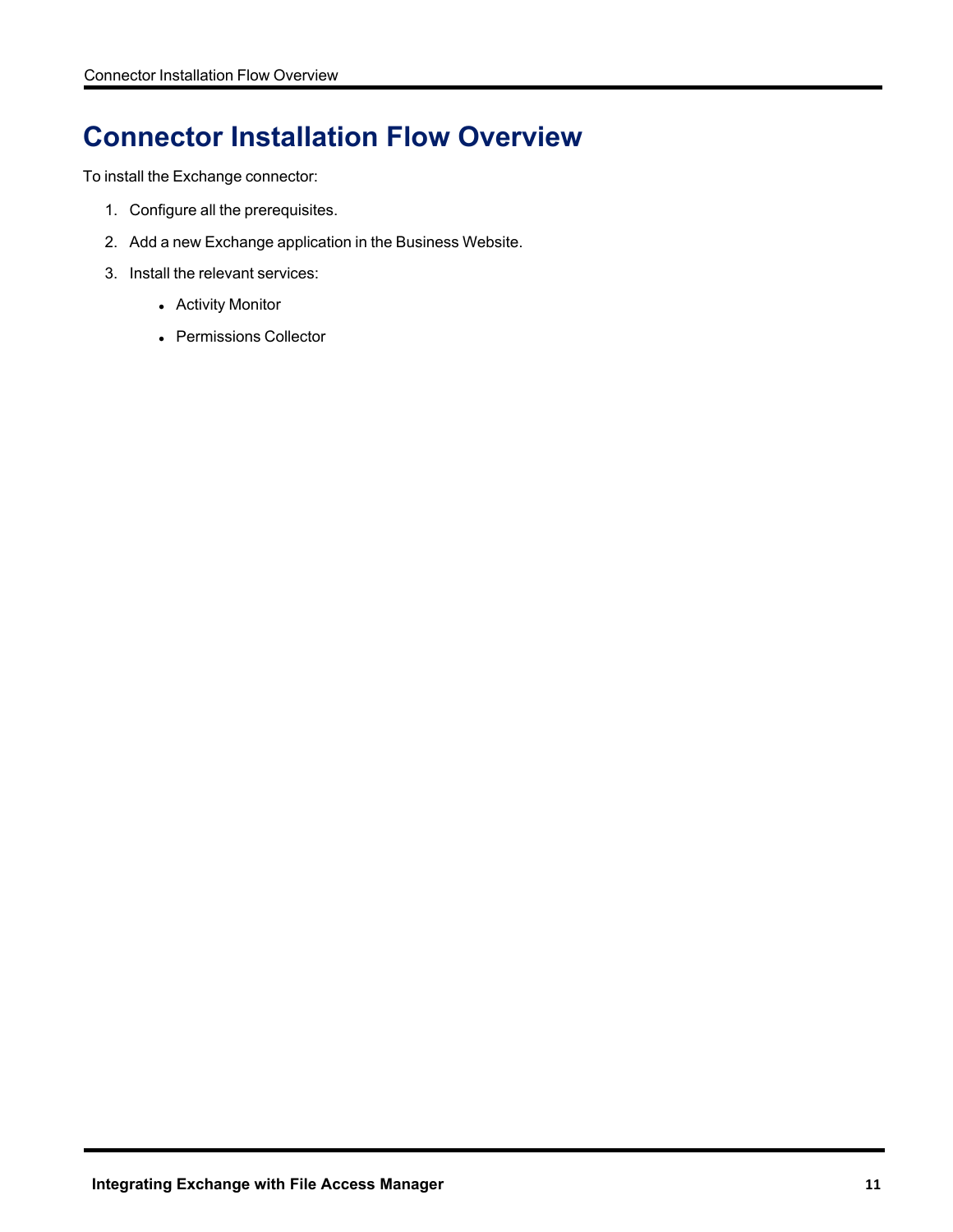# Connector Installation Flow Overview

To install the Exchange connector:

1. Configure all the prerequisites.
2. Add a new Exchange application in the Business Website.
3. Install the relevant services:
   - Activity Monitor
   - Permissions Collector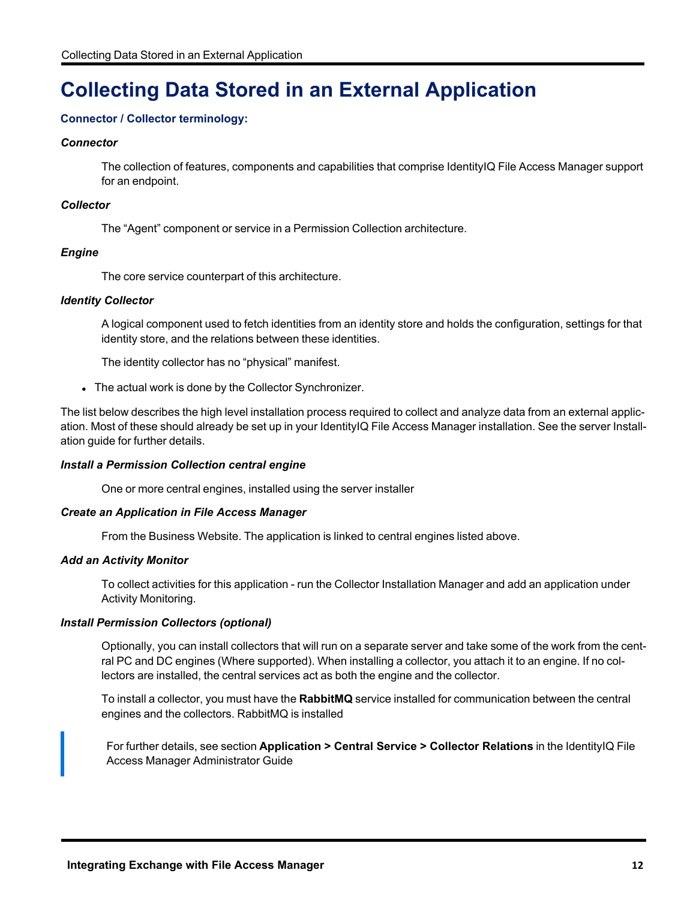# Collecting Data Stored in an External Application

### Connector / Collector terminology:

#### *Connector*

The collection of features, components and capabilities that comprise IdentityIQ File Access Manager support for an endpoint.

#### *Collector*

The “Agent” component or service in a Permission Collection architecture.

#### *Engine*

The core service counterpart of this architecture.

#### *Identity Collector*

A logical component used to fetch identities from an identity store and holds the configuration, settings for that identity store, and the relations between these identities.

The identity collector has no “physical” manifest.

- The actual work is done by the Collector Synchronizer.

The list below describes the high level installation process required to collect and analyze data from an external application. Most of these should already be set up in your IdentityIQ File Access Manager installation. See the server Installation guide for further details.

#### *Install a Permission Collection central engine*

One or more central engines, installed using the server installer

#### *Create an Application in File Access Manager*

From the Business Website. The application is linked to central engines listed above.

#### *Add an Activity Monitor*

To collect activities for this application - run the Collector Installation Manager and add an application under Activity Monitoring.

#### *Install Permission Collectors (optional)*

Optionally, you can install collectors that will run on a separate server and take some of the work from the central PC and DC engines (Where supported). When installing a collector, you attach it to an engine. If no collectors are installed, the central services act as both the engine and the collector.

To install a collector, you must have the **RabbitMQ** service installed for communication between the central engines and the collectors. RabbitMQ is installed

> For further details, see section **Application > Central Service > Collector Relations** in the IdentityIQ File Access Manager Administrator Guide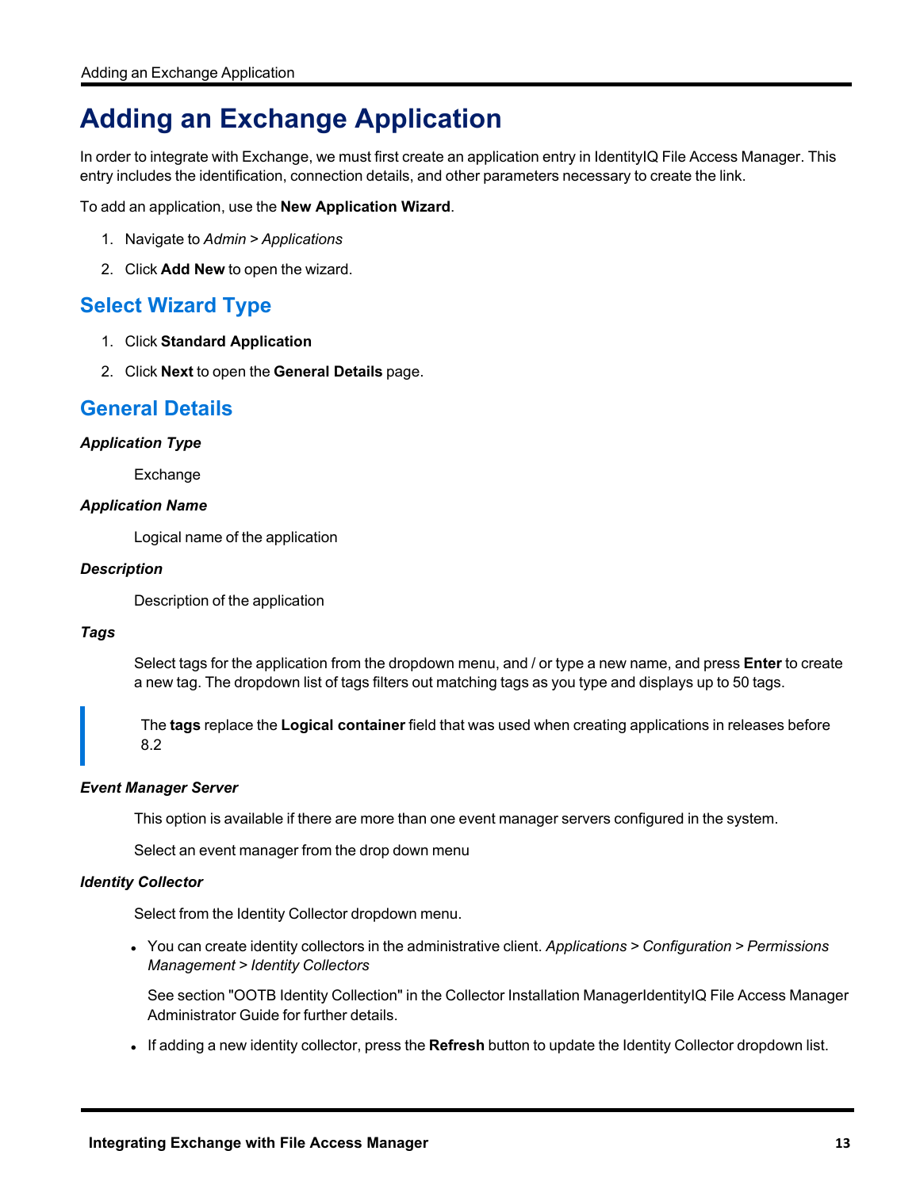# Adding an Exchange Application

In order to integrate with Exchange, we must first create an application entry in IdentityIQ File Access Manager. This entry includes the identification, connection details, and other parameters necessary to create the link.

To add an application, use the **New Application Wizard**.

1. Navigate to *Admin* > *Applications*
2. Click **Add New** to open the wizard.

## Select Wizard Type

1. Click **Standard Application**
2. Click **Next** to open the **General Details** page.

## General Details

***Application Type***

Exchange

***Application Name***

Logical name of the application

***Description***

Description of the application

***Tags***

Select tags for the application from the dropdown menu, and / or type a new name, and press **Enter** to create a new tag. The dropdown list of tags filters out matching tags as you type and displays up to 50 tags.

> The **tags** replace the **Logical container** field that was used when creating applications in releases before 8.2

***Event Manager Server***

This option is available if there are more than one event manager servers configured in the system.

Select an event manager from the drop down menu

***Identity Collector***

Select from the Identity Collector dropdown menu.

- You can create identity collectors in the administrative client. *Applications* > *Configuration* > *Permissions Management* > *Identity Collectors*

  See section "OOTB Identity Collection" in the Collector Installation ManagerIdentityIQ File Access Manager Administrator Guide for further details.

- If adding a new identity collector, press the **Refresh** button to update the Identity Collector dropdown list.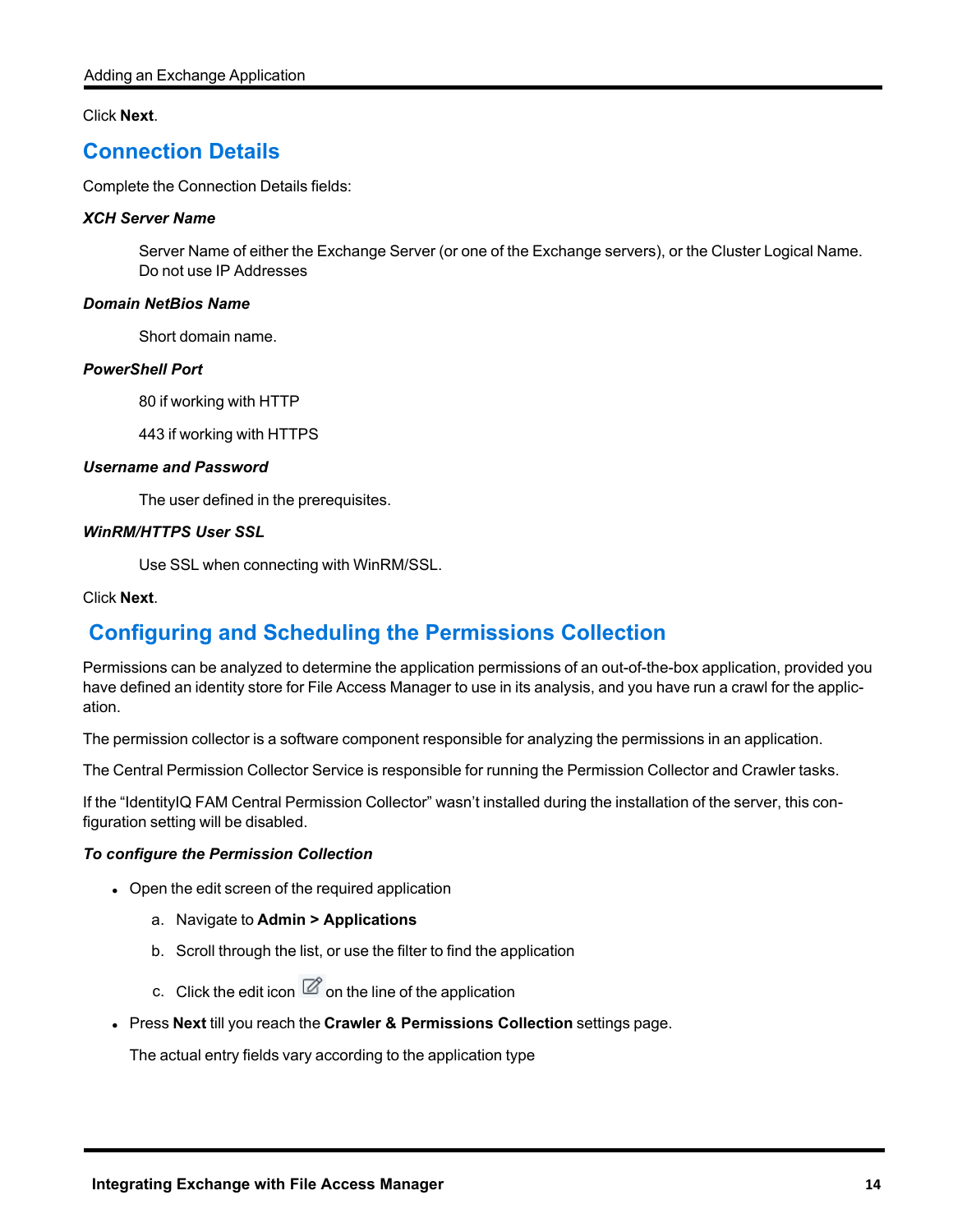Click **Next**.

## Connection Details

Complete the Connection Details fields:

***XCH Server Name***

Server Name of either the Exchange Server (or one of the Exchange servers), or the Cluster Logical Name. Do not use IP Addresses

***Domain NetBios Name***

Short domain name.

***PowerShell Port***

80 if working with HTTP

443 if working with HTTPS

***Username and Password***

The user defined in the prerequisites.

***WinRM/HTTPS User SSL***

Use SSL when connecting with WinRM/SSL.

Click **Next**.

## Configuring and Scheduling the Permissions Collection

Permissions can be analyzed to determine the application permissions of an out-of-the-box application, provided you have defined an identity store for File Access Manager to use in its analysis, and you have run a crawl for the application.

The permission collector is a software component responsible for analyzing the permissions in an application.

The Central Permission Collector Service is responsible for running the Permission Collector and Crawler tasks.

If the “IdentityIQ FAM Central Permission Collector” wasn’t installed during the installation of the server, this configuration setting will be disabled.

***To configure the Permission Collection***

- Open the edit screen of the required application
  a. Navigate to **Admin > Applications**
  b. Scroll through the list, or use the filter to find the application
  c. Click the edit icon on the line of the application
- Press **Next** till you reach the **Crawler & Permissions Collection** settings page.

  The actual entry fields vary according to the application type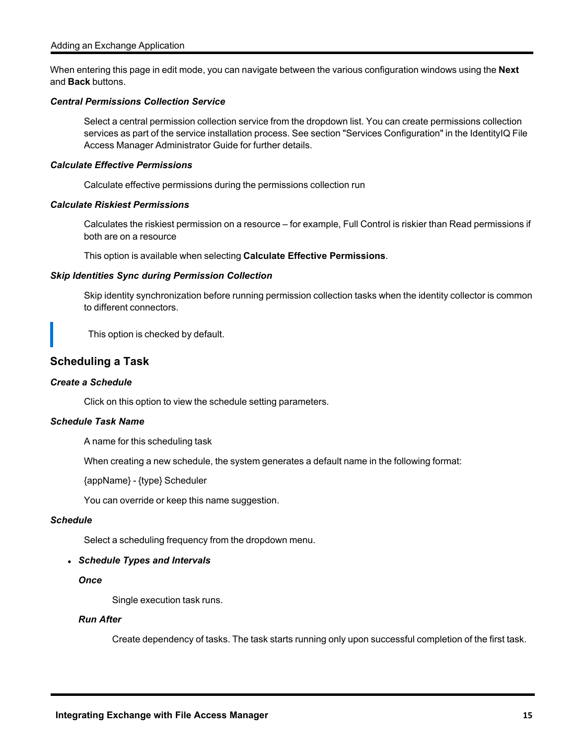When entering this page in edit mode, you can navigate between the various configuration windows using the **Next** and **Back** buttons.

***Central Permissions Collection Service***

Select a central permission collection service from the dropdown list. You can create permissions collection services as part of the service installation process. See section "Services Configuration" in the IdentityIQ File Access Manager Administrator Guide for further details.

***Calculate Effective Permissions***

Calculate effective permissions during the permissions collection run

***Calculate Riskiest Permissions***

Calculates the riskiest permission on a resource – for example, Full Control is riskier than Read permissions if both are on a resource

This option is available when selecting **Calculate Effective Permissions**.

***Skip Identities Sync during Permission Collection***

Skip identity synchronization before running permission collection tasks when the identity collector is common to different connectors.

> This option is checked by default.

## Scheduling a Task

***Create a Schedule***

Click on this option to view the schedule setting parameters.

***Schedule Task Name***

A name for this scheduling task

When creating a new schedule, the system generates a default name in the following format:

{appName} - {type} Scheduler

You can override or keep this name suggestion.

***Schedule***

Select a scheduling frequency from the dropdown menu.

- ***Schedule Types and Intervals***

  ***Once***

  Single execution task runs.

  ***Run After***

  Create dependency of tasks. The task starts running only upon successful completion of the first task.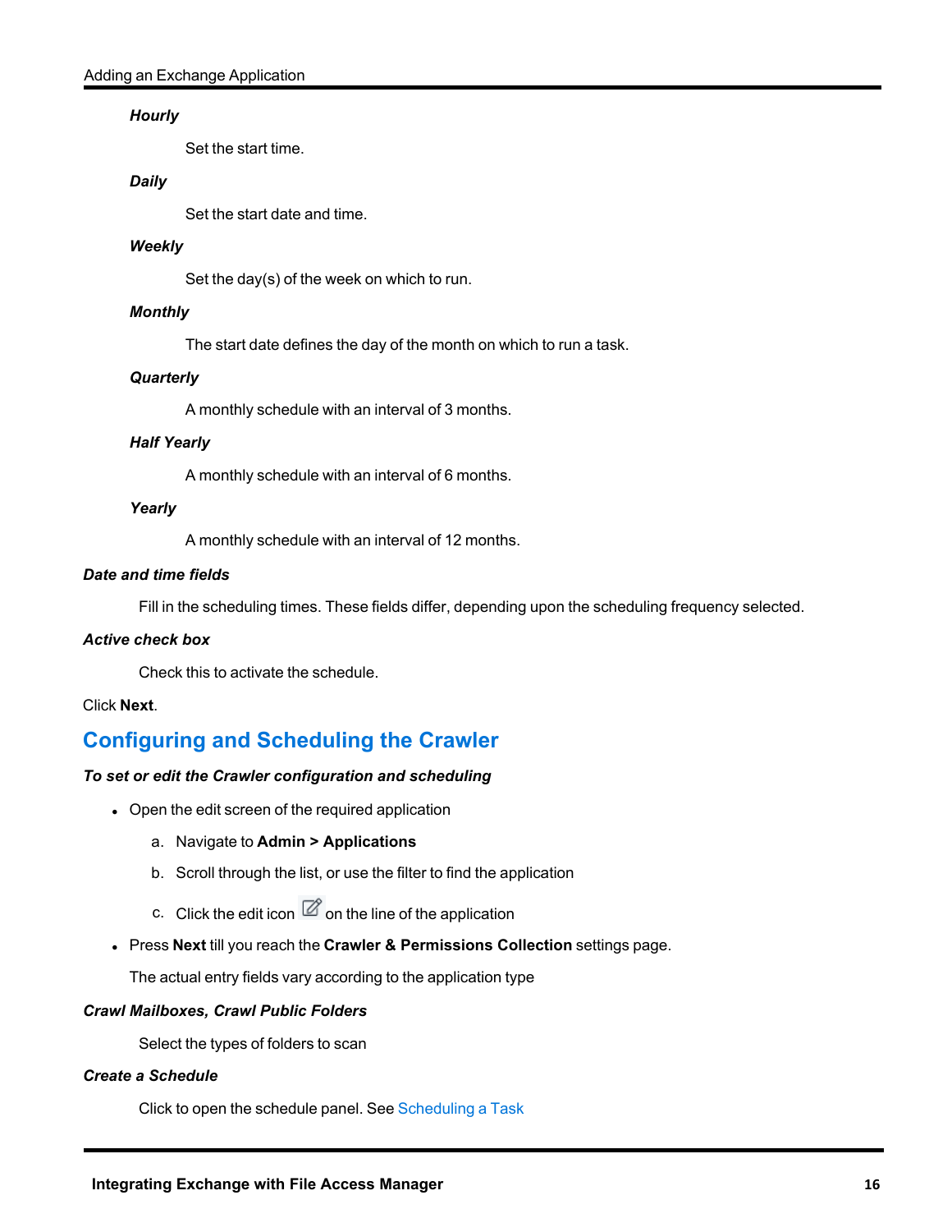***Hourly***

Set the start time.

***Daily***

Set the start date and time.

***Weekly***

Set the day(s) of the week on which to run.

***Monthly***

The start date defines the day of the month on which to run a task.

***Quarterly***

A monthly schedule with an interval of 3 months.

***Half Yearly***

A monthly schedule with an interval of 6 months.

***Yearly***

A monthly schedule with an interval of 12 months.

***Date and time fields***

Fill in the scheduling times. These fields differ, depending upon the scheduling frequency selected.

***Active check box***

Check this to activate the schedule.

Click **Next**.

## Configuring and Scheduling the Crawler

***To set or edit the Crawler configuration and scheduling***

- Open the edit screen of the required application
  a. Navigate to **Admin > Applications**
  b. Scroll through the list, or use the filter to find the application
  c. Click the edit icon on the line of the application
- Press **Next** till you reach the **Crawler & Permissions Collection** settings page.

  The actual entry fields vary according to the application type

***Crawl Mailboxes, Crawl Public Folders***

Select the types of folders to scan

***Create a Schedule***

Click to open the schedule panel. See Scheduling a Task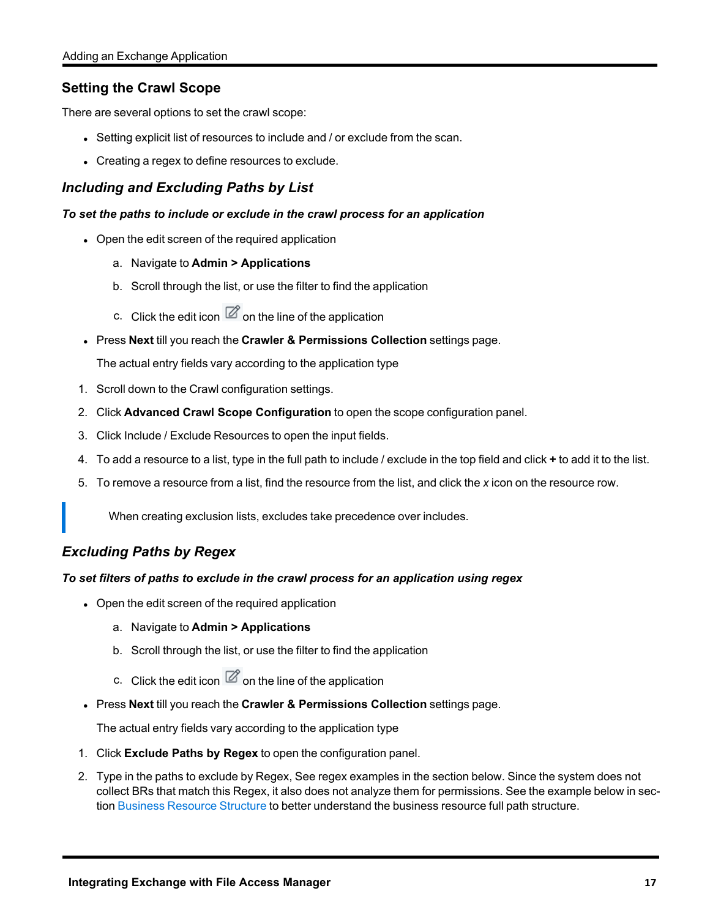## Setting the Crawl Scope

There are several options to set the crawl scope:

- Setting explicit list of resources to include and / or exclude from the scan.
- Creating a regex to define resources to exclude.

### *Including and Excluding Paths by List*

***To set the paths to include or exclude in the crawl process for an application***

- Open the edit screen of the required application
    a. Navigate to **Admin > Applications**
    b. Scroll through the list, or use the filter to find the application
    c. Click the edit icon on the line of the application
- Press **Next** till you reach the **Crawler & Permissions Collection** settings page.

    The actual entry fields vary according to the application type

1. Scroll down to the Crawl configuration settings.
2. Click **Advanced Crawl Scope Configuration** to open the scope configuration panel.
3. Click Include / Exclude Resources to open the input fields.
4. To add a resource to a list, type in the full path to include / exclude in the top field and click **+** to add it to the list.
5. To remove a resource from a list, find the resource from the list, and click the *x* icon on the resource row.

> When creating exclusion lists, excludes take precedence over includes.

### *Excluding Paths by Regex*

***To set filters of paths to exclude in the crawl process for an application using regex***

- Open the edit screen of the required application
    a. Navigate to **Admin > Applications**
    b. Scroll through the list, or use the filter to find the application
    c. Click the edit icon on the line of the application
- Press **Next** till you reach the **Crawler & Permissions Collection** settings page.

    The actual entry fields vary according to the application type

1. Click **Exclude Paths by Regex** to open the configuration panel.
2. Type in the paths to exclude by Regex, See regex examples in the section below. Since the system does not collect BRs that match this Regex, it also does not analyze them for permissions. See the example below in section Business Resource Structure to better understand the business resource full path structure.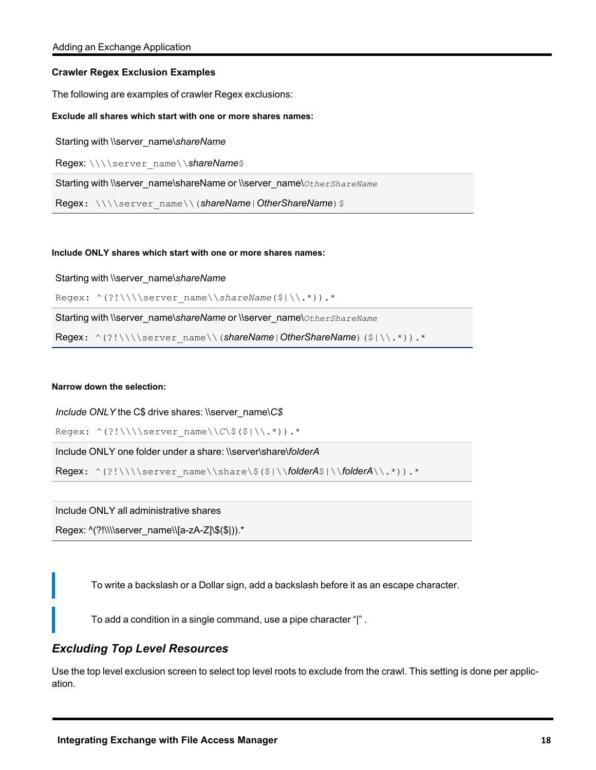**Crawler Regex Exclusion Examples**

The following are examples of crawler Regex exclusions:

**Exclude all shares which start with one or more shares names:**

Starting with \\server_name\*shareName*

Regex: `\\\\server_name\\shareName$`

Starting with \\server_name\shareName or \\server_name\*OtherShareName*

Regex: `\\\\server_name\\(shareName|OtherShareName)$`

**Include ONLY shares which start with one or more shares names:**

Starting with \\server_name\*shareName*

Regex: `^(?!\\\\server_name\\shareName($|\\.*)).*`

Starting with \\server_name\*shareName* or \\server_name\*OtherShareName*

Regex: `^(?!\\\\server_name\\(shareName|OtherShareName)($|\\.*)).*`

**Narrow down the selection:**

*Include ONLY* the C$ drive shares: \\server_name\*C$*

Regex: `^(?!\\\\server_name\\C\$($|\\.*)).*`

Include ONLY one folder under a share: \\server\share\*folderA*

Regex: `^(?!\\\\server_name\\share\$($|\\folderA$|\\folderA\\.*)).*`

Include ONLY all administrative shares

Regex: ^(?!\\\\server_name\\[a-zA-Z]\$($|)).*

> To write a backslash or a Dollar sign, add a backslash before it as an escape character.

> To add a condition in a single command, use a pipe character "|" .

## *Excluding Top Level Resources*

Use the top level exclusion screen to select top level roots to exclude from the crawl. This setting is done per application.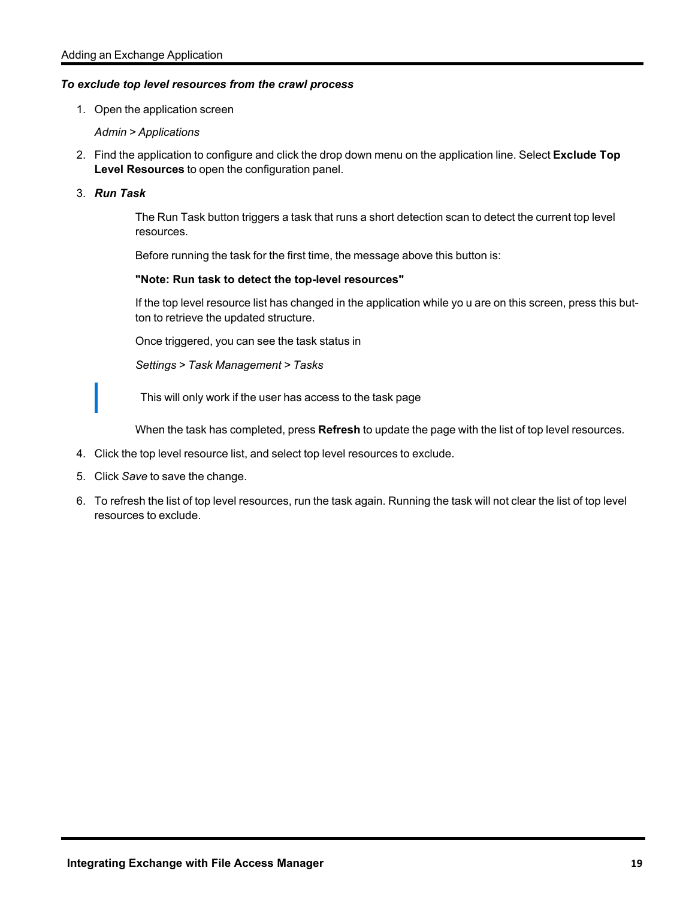***To exclude top level resources from the crawl process***

1. Open the application screen

   *Admin* > *Applications*

2. Find the application to configure and click the drop down menu on the application line. Select **Exclude Top Level Resources** to open the configuration panel.

3. ***Run Task***

   The Run Task button triggers a task that runs a short detection scan to detect the current top level resources.

   Before running the task for the first time, the message above this button is:

   **"Note: Run task to detect the top-level resources"**

   If the top level resource list has changed in the application while yo u are on this screen, press this button to retrieve the updated structure.

   Once triggered, you can see the task status in

   *Settings* > *Task Management* > *Tasks*

   > This will only work if the user has access to the task page

   When the task has completed, press **Refresh** to update the page with the list of top level resources.

4. Click the top level resource list, and select top level resources to exclude.

5. Click *Save* to save the change.

6. To refresh the list of top level resources, run the task again. Running the task will not clear the list of top level resources to exclude.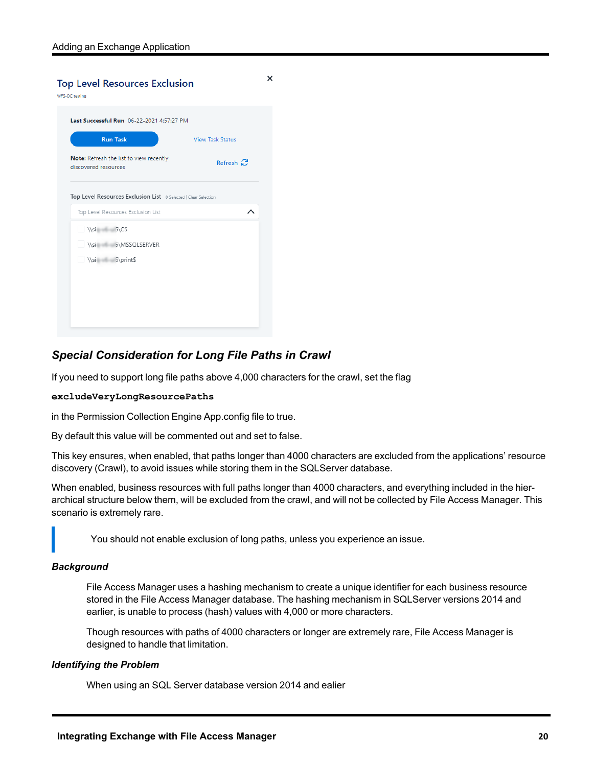## Top Level Resources Exclusion

WFS-DC testing

**Last Successful Run** 06-22-2021 4:57:27 PM

Run Task

View Task Status

**Note:** Refresh the list to view recently discovered resources

Refresh

Top Level Resources Exclusion List 0 Selected | Clear Selection

Top Level Resources Exclusion List

- \\si...5\C$
- \\si...5\MSSQLSERVER
- \\si...5\print$

### *Special Consideration for Long File Paths in Crawl*

If you need to support long file paths above 4,000 characters for the crawl, set the flag

**`excludeVeryLongResourcePaths`**

in the Permission Collection Engine App.config file to true.

By default this value will be commented out and set to false.

This key ensures, when enabled, that paths longer than 4000 characters are excluded from the applications' resource discovery (Crawl), to avoid issues while storing them in the SQLServer database.

When enabled, business resources with full paths longer than 4000 characters, and everything included in the hierarchical structure below them, will be excluded from the crawl, and will not be collected by File Access Manager. This scenario is extremely rare.

> You should not enable exclusion of long paths, unless you experience an issue.

#### *Background*

File Access Manager uses a hashing mechanism to create a unique identifier for each business resource stored in the File Access Manager database. The hashing mechanism in SQLServer versions 2014 and earlier, is unable to process (hash) values with 4,000 or more characters.

Though resources with paths of 4000 characters or longer are extremely rare, File Access Manager is designed to handle that limitation.

#### *Identifying the Problem*

When using an SQL Server database version 2014 and ealier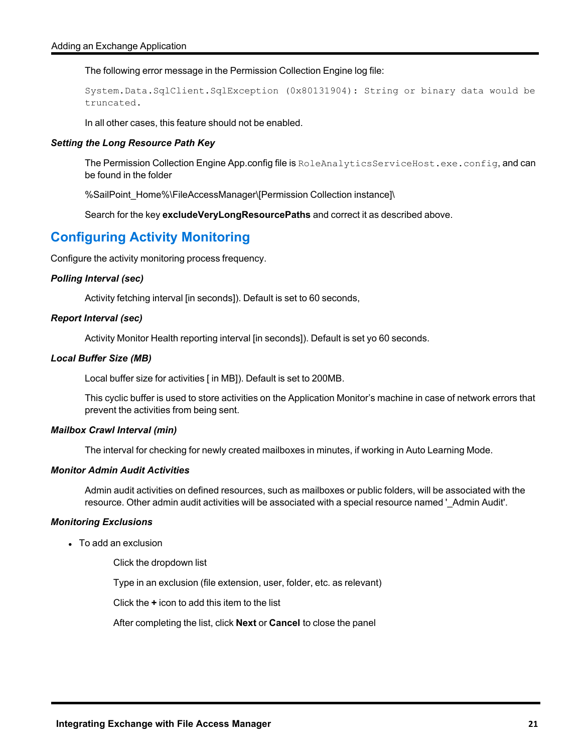The following error message in the Permission Collection Engine log file:

```
System.Data.SqlClient.SqlException (0x80131904): String or binary data would be truncated.
```

In all other cases, this feature should not be enabled.

***Setting the Long Resource Path Key***

The Permission Collection Engine App.config file is `RoleAnalyticsServiceHost.exe.config`, and can be found in the folder

%SailPoint_Home%\FileAccessManager\[Permission Collection instance]\

Search for the key **excludeVeryLongResourcePaths** and correct it as described above.

## Configuring Activity Monitoring

Configure the activity monitoring process frequency.

***Polling Interval (sec)***

Activity fetching interval [in seconds]). Default is set to 60 seconds,

***Report Interval (sec)***

Activity Monitor Health reporting interval [in seconds]). Default is set yo 60 seconds.

***Local Buffer Size (MB)***

Local buffer size for activities [ in MB]). Default is set to 200MB.

This cyclic buffer is used to store activities on the Application Monitor's machine in case of network errors that prevent the activities from being sent.

***Mailbox Crawl Interval (min)***

The interval for checking for newly created mailboxes in minutes, if working in Auto Learning Mode.

***Monitor Admin Audit Activities***

Admin audit activities on defined resources, such as mailboxes or public folders, will be associated with the resource. Other admin audit activities will be associated with a special resource named '_Admin Audit'.

***Monitoring Exclusions***

- To add an exclusion

  Click the dropdown list

  Type in an exclusion (file extension, user, folder, etc. as relevant)

  Click the **+** icon to add this item to the list

  After completing the list, click **Next** or **Cancel** to close the panel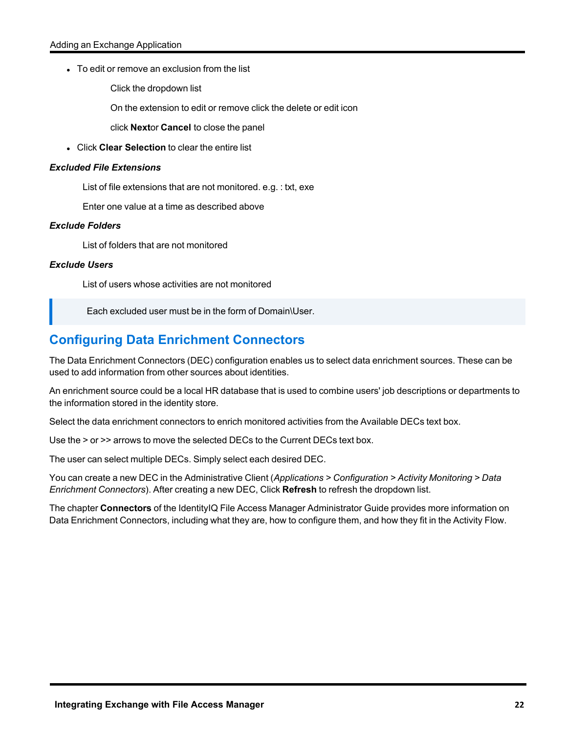- To edit or remove an exclusion from the list

  Click the dropdown list

  On the extension to edit or remove click the delete or edit icon

  click **Next**or **Cancel** to close the panel

- Click **Clear Selection** to clear the entire list

***Excluded File Extensions***

List of file extensions that are not monitored. e.g. : txt, exe

Enter one value at a time as described above

***Exclude Folders***

List of folders that are not monitored

***Exclude Users***

List of users whose activities are not monitored

> Each excluded user must be in the form of Domain\User.

## Configuring Data Enrichment Connectors

The Data Enrichment Connectors (DEC) configuration enables us to select data enrichment sources. These can be used to add information from other sources about identities.

An enrichment source could be a local HR database that is used to combine users' job descriptions or departments to the information stored in the identity store.

Select the data enrichment connectors to enrich monitored activities from the Available DECs text box.

Use the > or >> arrows to move the selected DECs to the Current DECs text box.

The user can select multiple DECs. Simply select each desired DEC.

You can create a new DEC in the Administrative Client (*Applications* > *Configuration* > *Activity Monitoring* > *Data Enrichment Connectors*). After creating a new DEC, Click **Refresh** to refresh the dropdown list.

The chapter **Connectors** of the IdentityIQ File Access Manager Administrator Guide provides more information on Data Enrichment Connectors, including what they are, how to configure them, and how they fit in the Activity Flow.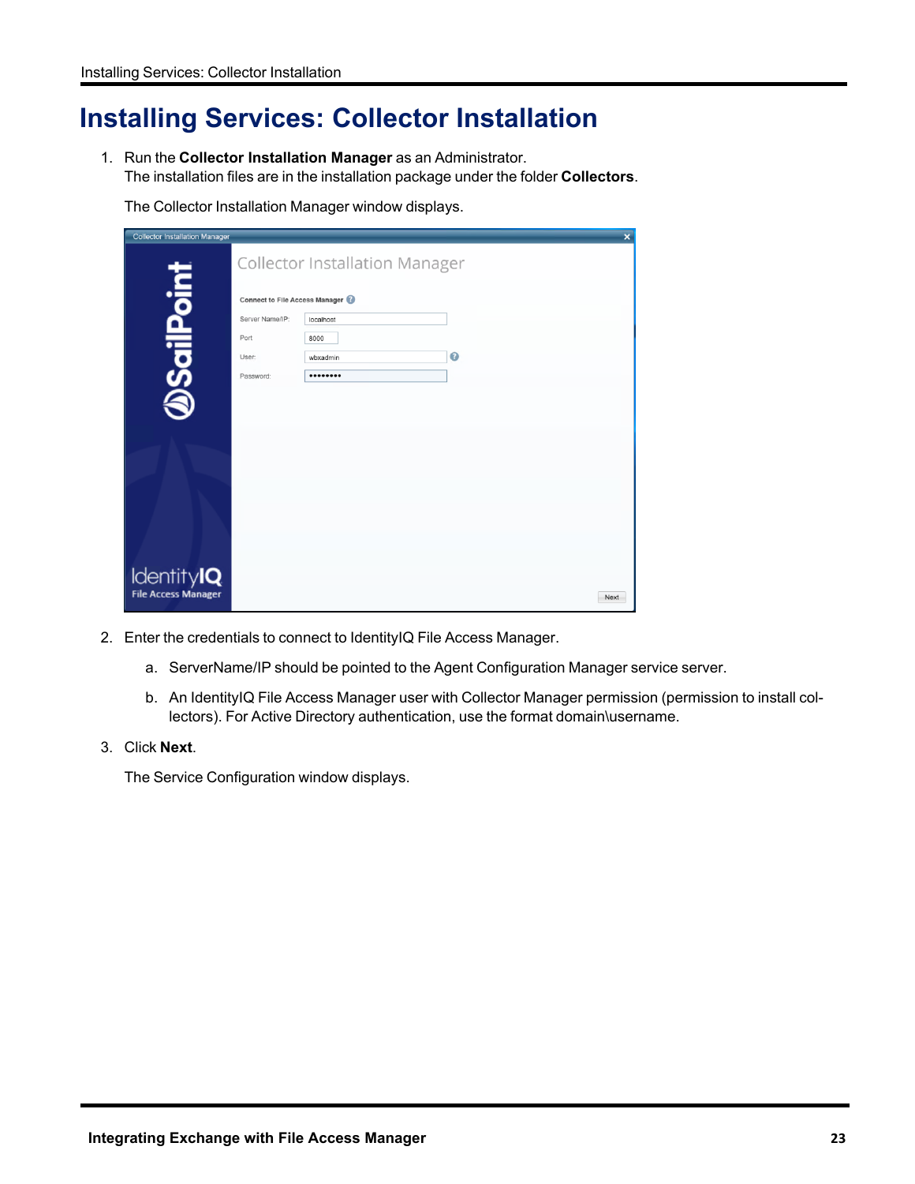# Installing Services: Collector Installation

1. Run the **Collector Installation Manager** as an Administrator.
   The installation files are in the installation package under the folder **Collectors**.

   The Collector Installation Manager window displays.

2. Enter the credentials to connect to IdentityIQ File Access Manager.

   a. ServerName/IP should be pointed to the Agent Configuration Manager service server.

   b. An IdentityIQ File Access Manager user with Collector Manager permission (permission to install collectors). For Active Directory authentication, use the format domain\username.

3. Click **Next**.

   The Service Configuration window displays.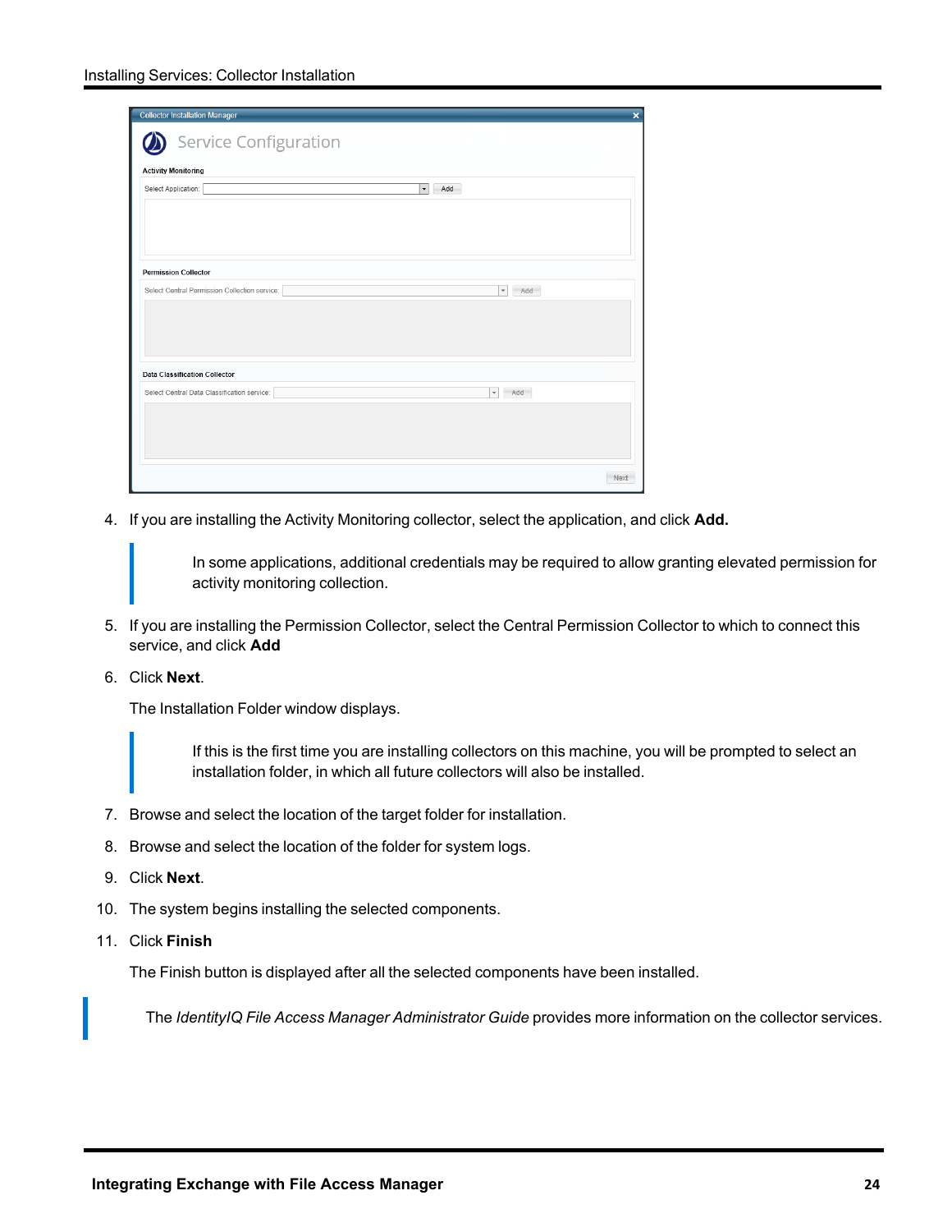4. If you are installing the Activity Monitoring collector, select the application, and click **Add.**

   > In some applications, additional credentials may be required to allow granting elevated permission for activity monitoring collection.

5. If you are installing the Permission Collector, select the Central Permission Collector to which to connect this service, and click **Add**

6. Click **Next**.

   The Installation Folder window displays.

   > If this is the first time you are installing collectors on this machine, you will be prompted to select an installation folder, in which all future collectors will also be installed.

7. Browse and select the location of the target folder for installation.

8. Browse and select the location of the folder for system logs.

9. Click **Next**.

10. The system begins installing the selected components.

11. Click **Finish**

    The Finish button is displayed after all the selected components have been installed.

> The *IdentityIQ File Access Manager Administrator Guide* provides more information on the collector services.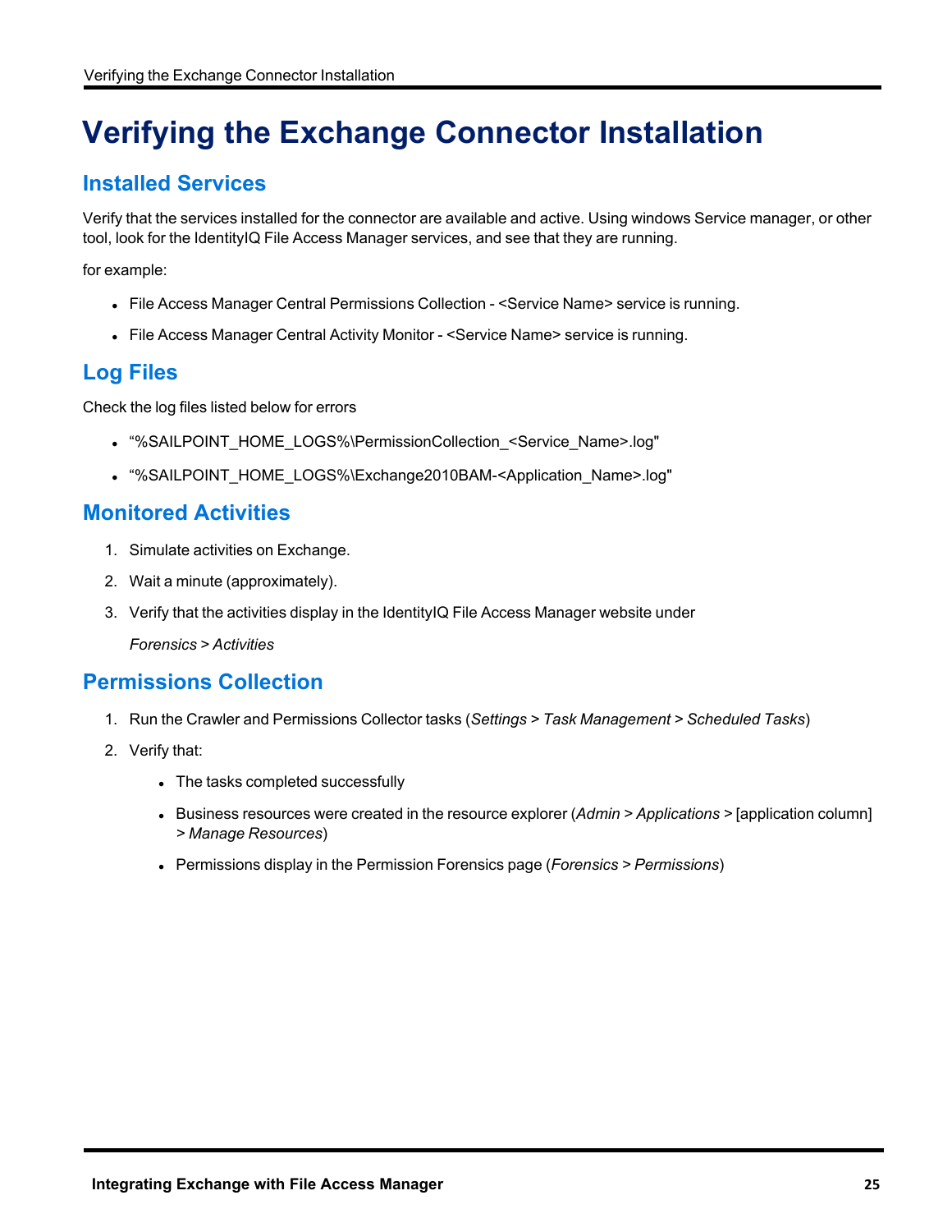# Verifying the Exchange Connector Installation

## Installed Services

Verify that the services installed for the connector are available and active. Using windows Service manager, or other tool, look for the IdentityIQ File Access Manager services, and see that they are running.

for example:

- File Access Manager Central Permissions Collection - <Service Name> service is running.
- File Access Manager Central Activity Monitor - <Service Name> service is running.

## Log Files

Check the log files listed below for errors

- “%SAILPOINT_HOME_LOGS%\PermissionCollection_<Service_Name>.log"
- “%SAILPOINT_HOME_LOGS%\Exchange2010BAM-<Application_Name>.log"

## Monitored Activities

1. Simulate activities on Exchange.
2. Wait a minute (approximately).
3. Verify that the activities display in the IdentityIQ File Access Manager website under

   *Forensics* > *Activities*

## Permissions Collection

1. Run the Crawler and Permissions Collector tasks (*Settings* > *Task Management* > *Scheduled Tasks*)
2. Verify that:
   - The tasks completed successfully
   - Business resources were created in the resource explorer (*Admin* > *Applications* > [application column] > *Manage Resources*)
   - Permissions display in the Permission Forensics page (*Forensics* > *Permissions*)